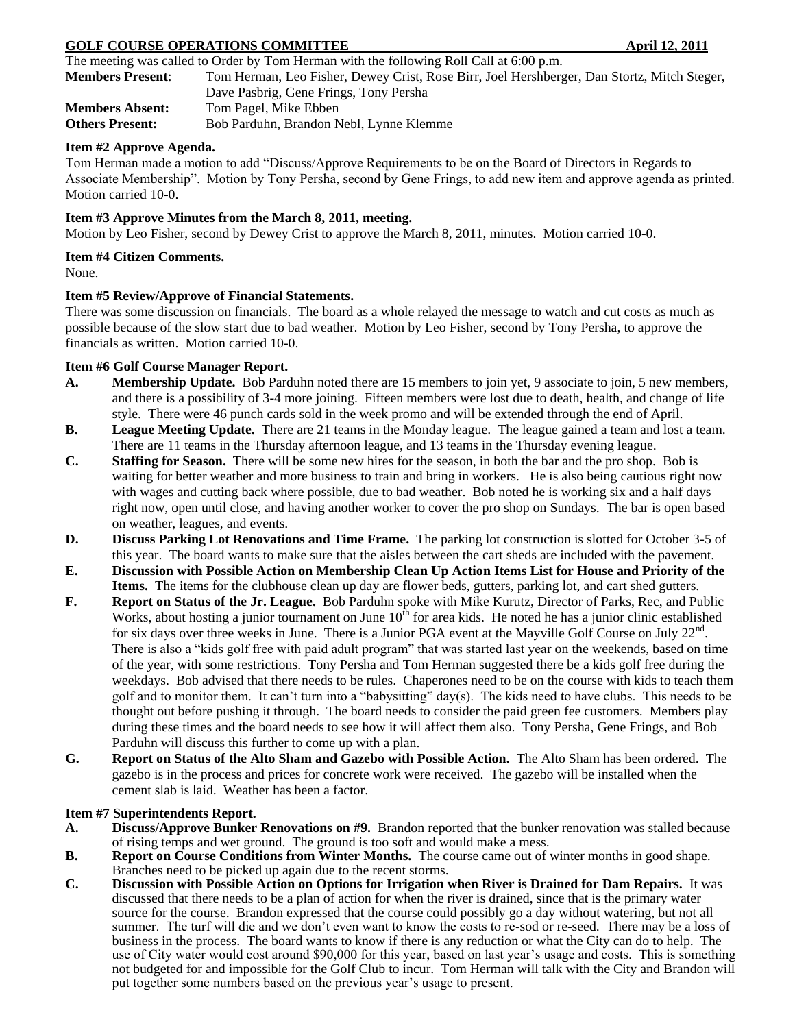**GOLF COURSE OPERATIONS COMMITTEE** **April 12, 2011**

The meeting was called to Order by Tom Herman with the following Roll Call at 6:00 p.m.

**Members Present**: Tom Herman, Leo Fisher, Dewey Crist, Rose Birr, Joel Hershberger, Dan Stortz, Mitch Steger, Dave Pasbrig, Gene Frings, Tony Persha

**Members Absent:** Tom Pagel, Mike Ebben

**Others Present:** Bob Parduhn, Brandon Nebl, Lynne Klemme

**Item #2 Approve Agenda.**

Tom Herman made a motion to add "Discuss/Approve Requirements to be on the Board of Directors in Regards to Associate Membership". Motion by Tony Persha, second by Gene Frings, to add new item and approve agenda as printed. Motion carried 10-0.

**Item #3 Approve Minutes from the March 8, 2011, meeting.**

Motion by Leo Fisher, second by Dewey Crist to approve the March 8, 2011, minutes. Motion carried 10-0.

**Item #4 Citizen Comments.**

None.

**Item #5 Review/Approve of Financial Statements.**

There was some discussion on financials. The board as a whole relayed the message to watch and cut costs as much as possible because of the slow start due to bad weather. Motion by Leo Fisher, second by Tony Persha, to approve the financials as written. Motion carried 10-0.

**Item #6 Golf Course Manager Report.**

**A. Membership Update.** Bob Parduhn noted there are 15 members to join yet, 9 associate to join, 5 new members, and there is a possibility of 3-4 more joining. Fifteen members were lost due to death, health, and change of life style. There were 46 punch cards sold in the week promo and will be extended through the end of April.

**B. League Meeting Update.** There are 21 teams in the Monday league. The league gained a team and lost a team. There are 11 teams in the Thursday afternoon league, and 13 teams in the Thursday evening league.

**C. Staffing for Season.** There will be some new hires for the season, in both the bar and the pro shop. Bob is waiting for better weather and more business to train and bring in workers. He is also being cautious right now with wages and cutting back where possible, due to bad weather. Bob noted he is working six and a half days right now, open until close, and having another worker to cover the pro shop on Sundays. The bar is open based on weather, leagues, and events.

**D. Discuss Parking Lot Renovations and Time Frame.** The parking lot construction is slotted for October 3-5 of this year. The board wants to make sure that the aisles between the cart sheds are included with the pavement.

**E. Discussion with Possible Action on Membership Clean Up Action Items List for House and Priority of the Items.** The items for the clubhouse clean up day are flower beds, gutters, parking lot, and cart shed gutters.

**F. Report on Status of the Jr. League.** Bob Parduhn spoke with Mike Kurutz, Director of Parks, Rec, and Public Works, about hosting a junior tournament on June 10th for area kids. He noted he has a junior clinic established for six days over three weeks in June. There is a Junior PGA event at the Mayville Golf Course on July 22nd. There is also a "kids golf free with paid adult program" that was started last year on the weekends, based on time of the year, with some restrictions. Tony Persha and Tom Herman suggested there be a kids golf free during the weekdays. Bob advised that there needs to be rules. Chaperones need to be on the course with kids to teach them golf and to monitor them. It can't turn into a "babysitting" day(s). The kids need to have clubs. This needs to be thought out before pushing it through. The board needs to consider the paid green fee customers. Members play during these times and the board needs to see how it will affect them also. Tony Persha, Gene Frings, and Bob Parduhn will discuss this further to come up with a plan.

**G. Report on Status of the Alto Sham and Gazebo with Possible Action.** The Alto Sham has been ordered. The gazebo is in the process and prices for concrete work were received. The gazebo will be installed when the cement slab is laid. Weather has been a factor.

**Item #7 Superintendents Report.**

**A. Discuss/Approve Bunker Renovations on #9.** Brandon reported that the bunker renovation was stalled because of rising temps and wet ground. The ground is too soft and would make a mess.

**B. Report on Course Conditions from Winter Months.** The course came out of winter months in good shape. Branches need to be picked up again due to the recent storms.

**C. Discussion with Possible Action on Options for Irrigation when River is Drained for Dam Repairs.** It was discussed that there needs to be a plan of action for when the river is drained, since that is the primary water source for the course. Brandon expressed that the course could possibly go a day without watering, but not all summer. The turf will die and we don't even want to know the costs to re-sod or re-seed. There may be a loss of business in the process. The board wants to know if there is any reduction or what the City can do to help. The use of City water would cost around $90,000 for this year, based on last year's usage and costs. This is something not budgeted for and impossible for the Golf Club to incur. Tom Herman will talk with the City and Brandon will put together some numbers based on the previous year's usage to present.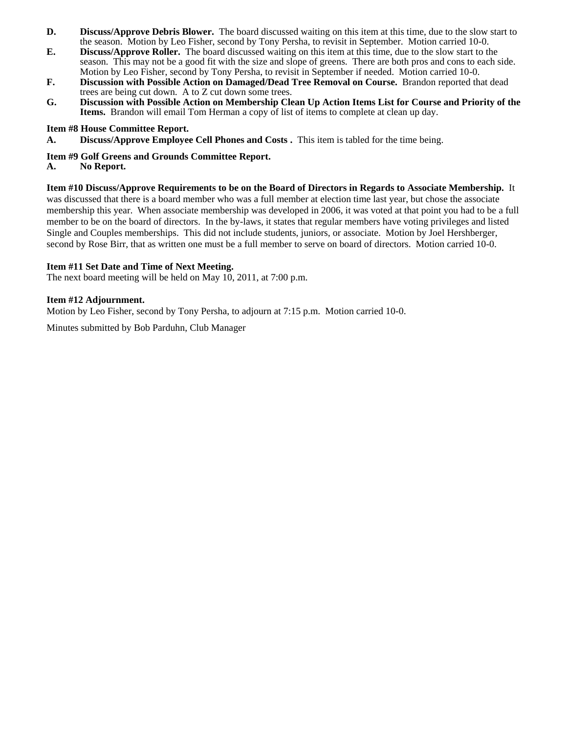**D. Discuss/Approve Debris Blower.** The board discussed waiting on this item at this time, due to the slow start to the season. Motion by Leo Fisher, second by Tony Persha, to revisit in September. Motion carried 10-0.

**E. Discuss/Approve Roller.** The board discussed waiting on this item at this time, due to the slow start to the season. This may not be a good fit with the size and slope of greens. There are both pros and cons to each side. Motion by Leo Fisher, second by Tony Persha, to revisit in September if needed. Motion carried 10-0.

**F. Discussion with Possible Action on Damaged/Dead Tree Removal on Course.** Brandon reported that dead trees are being cut down. A to Z cut down some trees.

**G. Discussion with Possible Action on Membership Clean Up Action Items List for Course and Priority of the Items.** Brandon will email Tom Herman a copy of list of items to complete at clean up day.

**Item #8 House Committee Report.**

**A. Discuss/Approve Employee Cell Phones and Costs .** This item is tabled for the time being.

**Item #9 Golf Greens and Grounds Committee Report.**

**A. No Report.**

**Item #10 Discuss/Approve Requirements to be on the Board of Directors in Regards to Associate Membership.** It was discussed that there is a board member who was a full member at election time last year, but chose the associate membership this year. When associate membership was developed in 2006, it was voted at that point you had to be a full member to be on the board of directors. In the by-laws, it states that regular members have voting privileges and listed Single and Couples memberships. This did not include students, juniors, or associate. Motion by Joel Hershberger, second by Rose Birr, that as written one must be a full member to serve on board of directors. Motion carried 10-0.

**Item #11 Set Date and Time of Next Meeting.**

The next board meeting will be held on May 10, 2011, at 7:00 p.m.

**Item #12 Adjournment.**

Motion by Leo Fisher, second by Tony Persha, to adjourn at 7:15 p.m. Motion carried 10-0.

Minutes submitted by Bob Parduhn, Club Manager